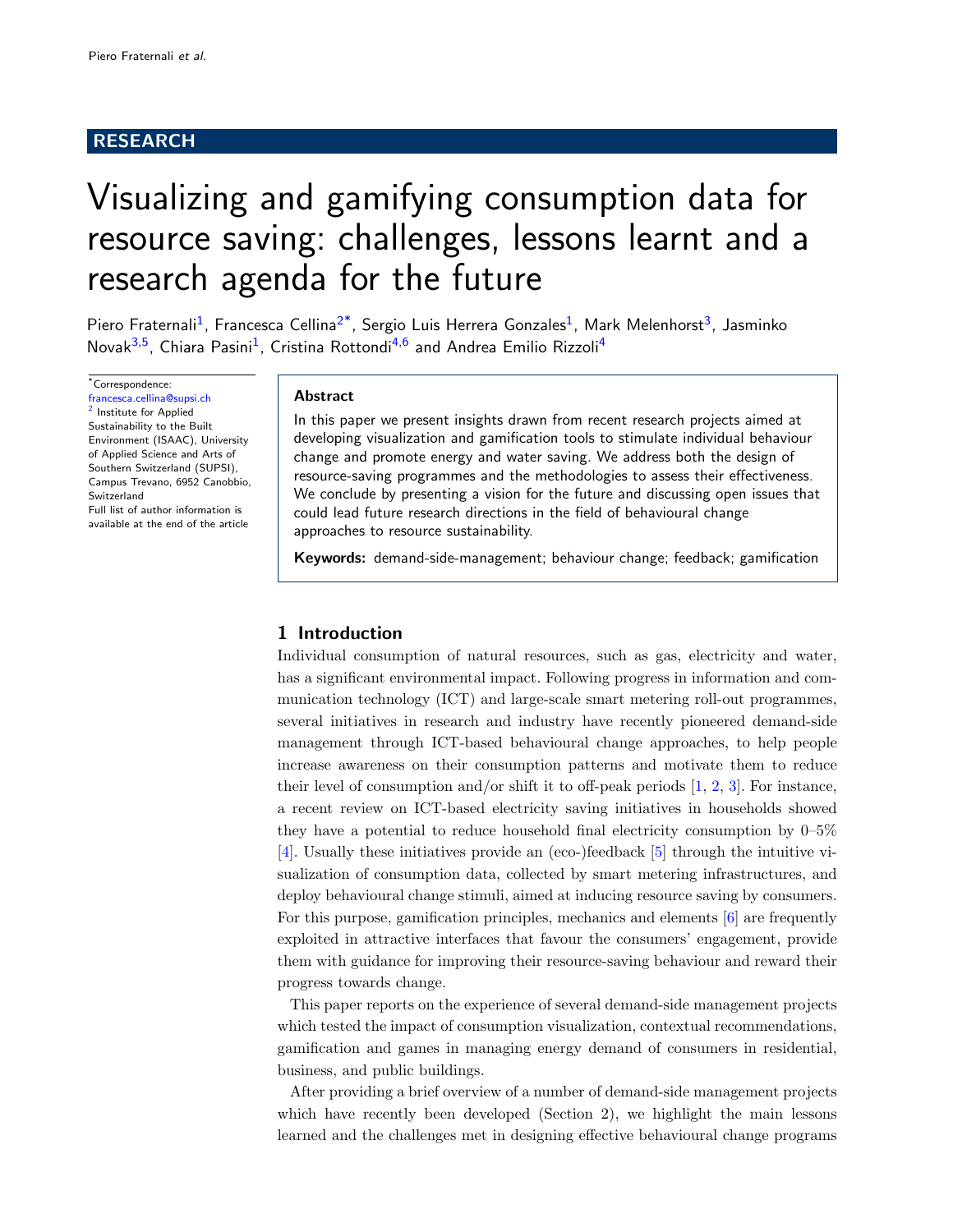RESEARCH

# Visualizing and gamifying consumption data for resource saving: challenges, lessons learnt and a research agenda for the future

Piero Fraternali[1], Francesca Cellina[2*], Sergio Luis Herrera Gonzales[1], Mark Melenhorst[3], Jasminko Novak[3,5], Chiara Pasini[1], Cristina Rottondi[4,6] and Andrea Emilio Rizzoli[4]

*Correspondence: francesca.cellina@supsi.ch
[2] Institute for Applied Sustainability to the Built Environment (ISAAC), University of Applied Science and Arts of Southern Switzerland (SUPSI), Campus Trevano, 6952 Canobbio, Switzerland
Full list of author information is available at the end of the article

**Abstract**

In this paper we present insights drawn from recent research projects aimed at developing visualization and gamification tools to stimulate individual behaviour change and promote energy and water saving. We address both the design of resource-saving programmes and the methodologies to assess their effectiveness. We conclude by presenting a vision for the future and discussing open issues that could lead future research directions in the field of behavioural change approaches to resource sustainability.

**Keywords:** demand-side-management; behaviour change; feedback; gamification

## 1 Introduction

Individual consumption of natural resources, such as gas, electricity and water, has a significant environmental impact. Following progress in information and communication technology (ICT) and large-scale smart metering roll-out programmes, several initiatives in research and industry have recently pioneered demand-side management through ICT-based behavioural change approaches, to help people increase awareness on their consumption patterns and motivate them to reduce their level of consumption and/or shift it to off-peak periods [1, 2, 3]. For instance, a recent review on ICT-based electricity saving initiatives in households showed they have a potential to reduce household final electricity consumption by 0–5% [4]. Usually these initiatives provide an (eco-)feedback [5] through the intuitive visualization of consumption data, collected by smart metering infrastructures, and deploy behavioural change stimuli, aimed at inducing resource saving by consumers. For this purpose, gamification principles, mechanics and elements [6] are frequently exploited in attractive interfaces that favour the consumers' engagement, provide them with guidance for improving their resource-saving behaviour and reward their progress towards change.

This paper reports on the experience of several demand-side management projects which tested the impact of consumption visualization, contextual recommendations, gamification and games in managing energy demand of consumers in residential, business, and public buildings.

After providing a brief overview of a number of demand-side management projects which have recently been developed (Section 2), we highlight the main lessons learned and the challenges met in designing effective behavioural change programs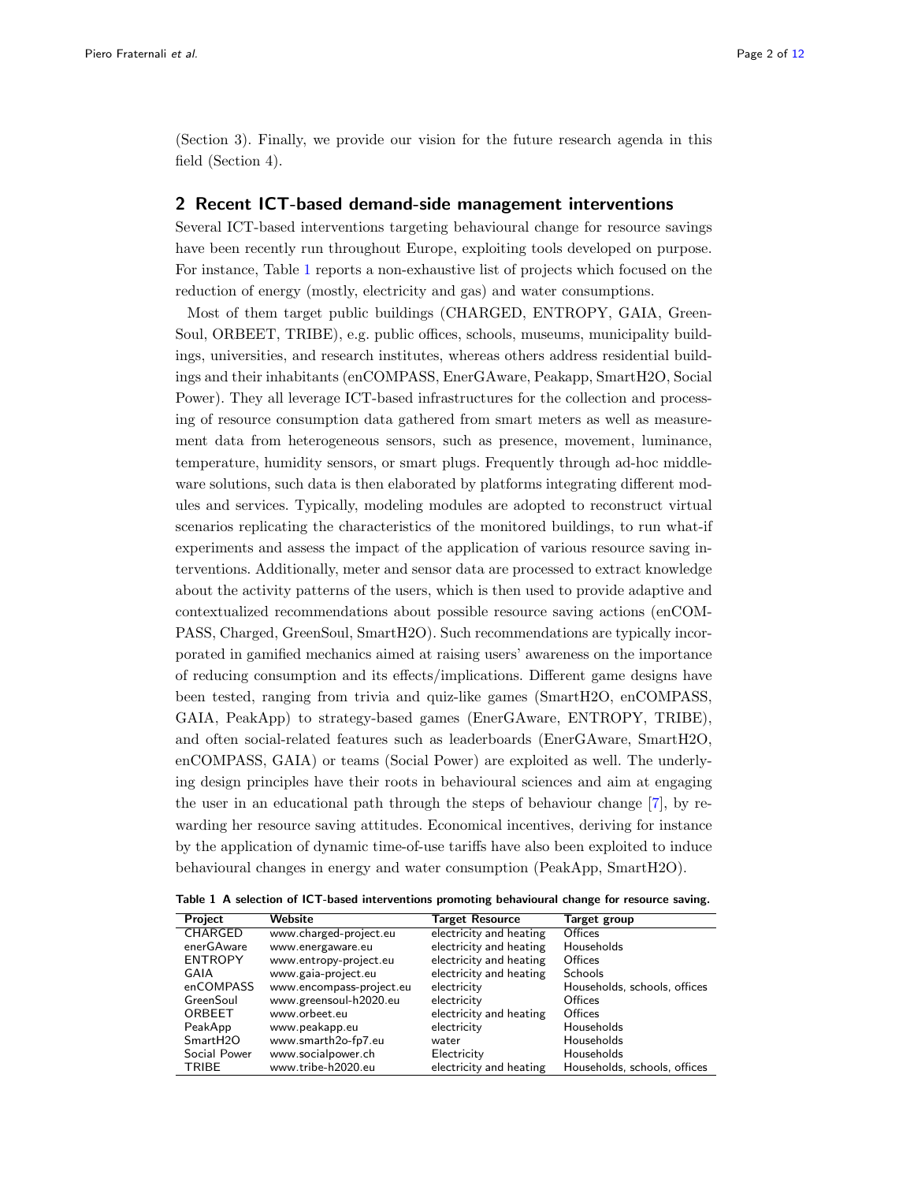(Section 3). Finally, we provide our vision for the future research agenda in this field (Section 4).

## 2 Recent ICT-based demand-side management interventions

Several ICT-based interventions targeting behavioural change for resource savings have been recently run throughout Europe, exploiting tools developed on purpose. For instance, Table 1 reports a non-exhaustive list of projects which focused on the reduction of energy (mostly, electricity and gas) and water consumptions.

Most of them target public buildings (CHARGED, ENTROPY, GAIA, GreenSoul, ORBEET, TRIBE), e.g. public offices, schools, museums, municipality buildings, universities, and research institutes, whereas others address residential buildings and their inhabitants (enCOMPASS, EnerGAware, Peakapp, SmartH2O, Social Power). They all leverage ICT-based infrastructures for the collection and processing of resource consumption data gathered from smart meters as well as measurement data from heterogeneous sensors, such as presence, movement, luminance, temperature, humidity sensors, or smart plugs. Frequently through ad-hoc middleware solutions, such data is then elaborated by platforms integrating different modules and services. Typically, modeling modules are adopted to reconstruct virtual scenarios replicating the characteristics of the monitored buildings, to run what-if experiments and assess the impact of the application of various resource saving interventions. Additionally, meter and sensor data are processed to extract knowledge about the activity patterns of the users, which is then used to provide adaptive and contextualized recommendations about possible resource saving actions (enCOMPASS, Charged, GreenSoul, SmartH2O). Such recommendations are typically incorporated in gamified mechanics aimed at raising users' awareness on the importance of reducing consumption and its effects/implications. Different game designs have been tested, ranging from trivia and quiz-like games (SmartH2O, enCOMPASS, GAIA, PeakApp) to strategy-based games (EnerGAware, ENTROPY, TRIBE), and often social-related features such as leaderboards (EnerGAware, SmartH2O, enCOMPASS, GAIA) or teams (Social Power) are exploited as well. The underlying design principles have their roots in behavioural sciences and aim at engaging the user in an educational path through the steps of behaviour change [7], by rewarding her resource saving attitudes. Economical incentives, deriving for instance by the application of dynamic time-of-use tariffs have also been exploited to induce behavioural changes in energy and water consumption (PeakApp, SmartH2O).

**Table 1 A selection of ICT-based interventions promoting behavioural change for resource saving.**

| Project | Website | Target Resource | Target group |
|---|---|---|---|
| CHARGED | www.charged-project.eu | electricity and heating | Offices |
| enerGAware | www.energaware.eu | electricity and heating | Households |
| ENTROPY | www.entropy-project.eu | electricity and heating | Offices |
| GAIA | www.gaia-project.eu | electricity and heating | Schools |
| enCOMPASS | www.encompass-project.eu | electricity | Households, schools, offices |
| GreenSoul | www.greensoul-h2020.eu | electricity | Offices |
| ORBEET | www.orbeet.eu | electricity and heating | Offices |
| PeakApp | www.peakapp.eu | electricity | Households |
| SmartH2O | www.smarth2o-fp7.eu | water | Households |
| Social Power | www.socialpower.ch | Electricity | Households |
| TRIBE | www.tribe-h2020.eu | electricity and heating | Households, schools, offices |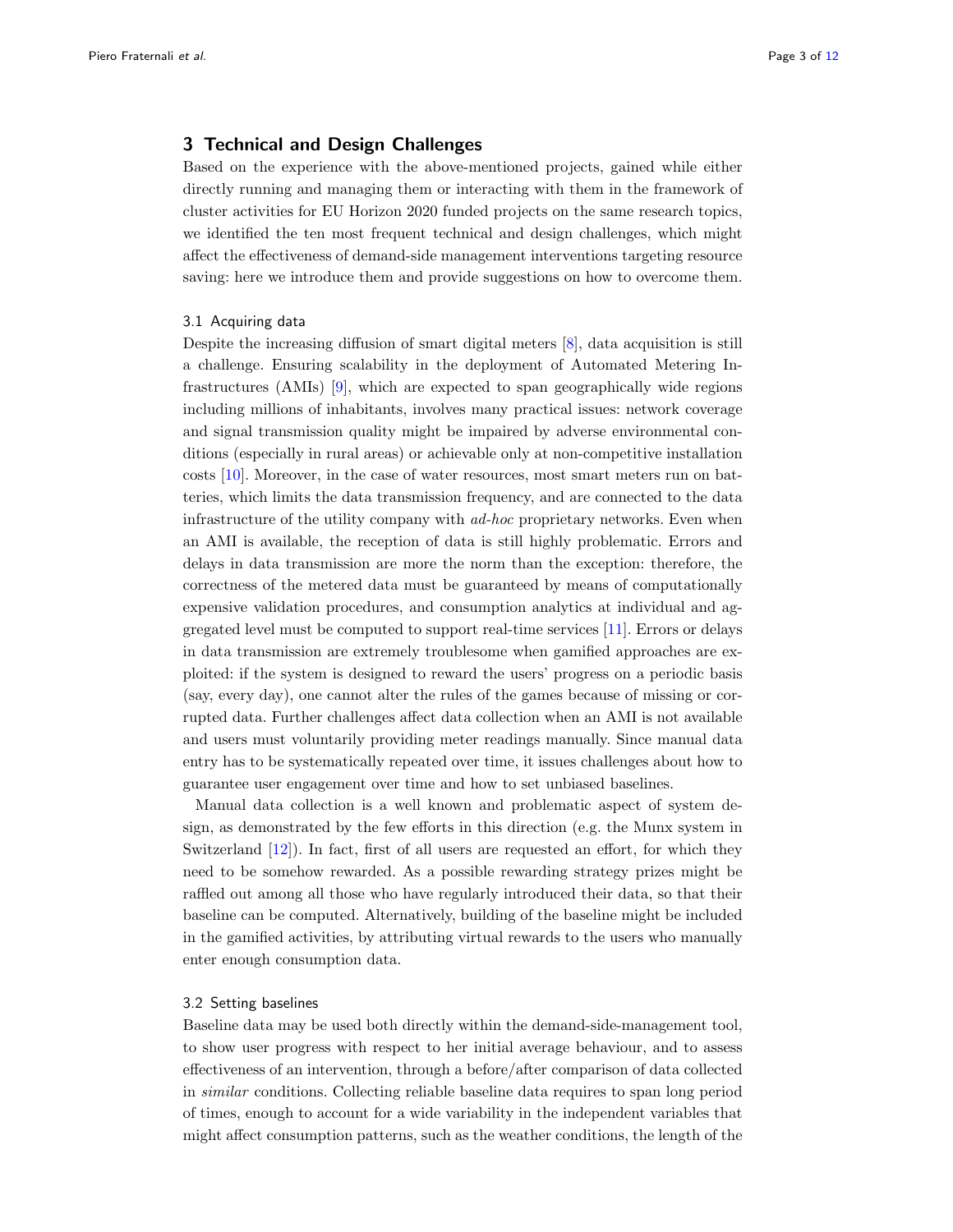## 3 Technical and Design Challenges

Based on the experience with the above-mentioned projects, gained while either directly running and managing them or interacting with them in the framework of cluster activities for EU Horizon 2020 funded projects on the same research topics, we identified the ten most frequent technical and design challenges, which might affect the effectiveness of demand-side management interventions targeting resource saving: here we introduce them and provide suggestions on how to overcome them.

### 3.1 Acquiring data

Despite the increasing diffusion of smart digital meters [8], data acquisition is still a challenge. Ensuring scalability in the deployment of Automated Metering Infrastructures (AMIs) [9], which are expected to span geographically wide regions including millions of inhabitants, involves many practical issues: network coverage and signal transmission quality might be impaired by adverse environmental conditions (especially in rural areas) or achievable only at non-competitive installation costs [10]. Moreover, in the case of water resources, most smart meters run on batteries, which limits the data transmission frequency, and are connected to the data infrastructure of the utility company with *ad-hoc* proprietary networks. Even when an AMI is available, the reception of data is still highly problematic. Errors and delays in data transmission are more the norm than the exception: therefore, the correctness of the metered data must be guaranteed by means of computationally expensive validation procedures, and consumption analytics at individual and aggregated level must be computed to support real-time services [11]. Errors or delays in data transmission are extremely troublesome when gamified approaches are exploited: if the system is designed to reward the users' progress on a periodic basis (say, every day), one cannot alter the rules of the games because of missing or corrupted data. Further challenges affect data collection when an AMI is not available and users must voluntarily providing meter readings manually. Since manual data entry has to be systematically repeated over time, it issues challenges about how to guarantee user engagement over time and how to set unbiased baselines.

Manual data collection is a well known and problematic aspect of system design, as demonstrated by the few efforts in this direction (e.g. the Munx system in Switzerland [12]). In fact, first of all users are requested an effort, for which they need to be somehow rewarded. As a possible rewarding strategy prizes might be raffled out among all those who have regularly introduced their data, so that their baseline can be computed. Alternatively, building of the baseline might be included in the gamified activities, by attributing virtual rewards to the users who manually enter enough consumption data.

### 3.2 Setting baselines

Baseline data may be used both directly within the demand-side-management tool, to show user progress with respect to her initial average behaviour, and to assess effectiveness of an intervention, through a before/after comparison of data collected in *similar* conditions. Collecting reliable baseline data requires to span long period of times, enough to account for a wide variability in the independent variables that might affect consumption patterns, such as the weather conditions, the length of the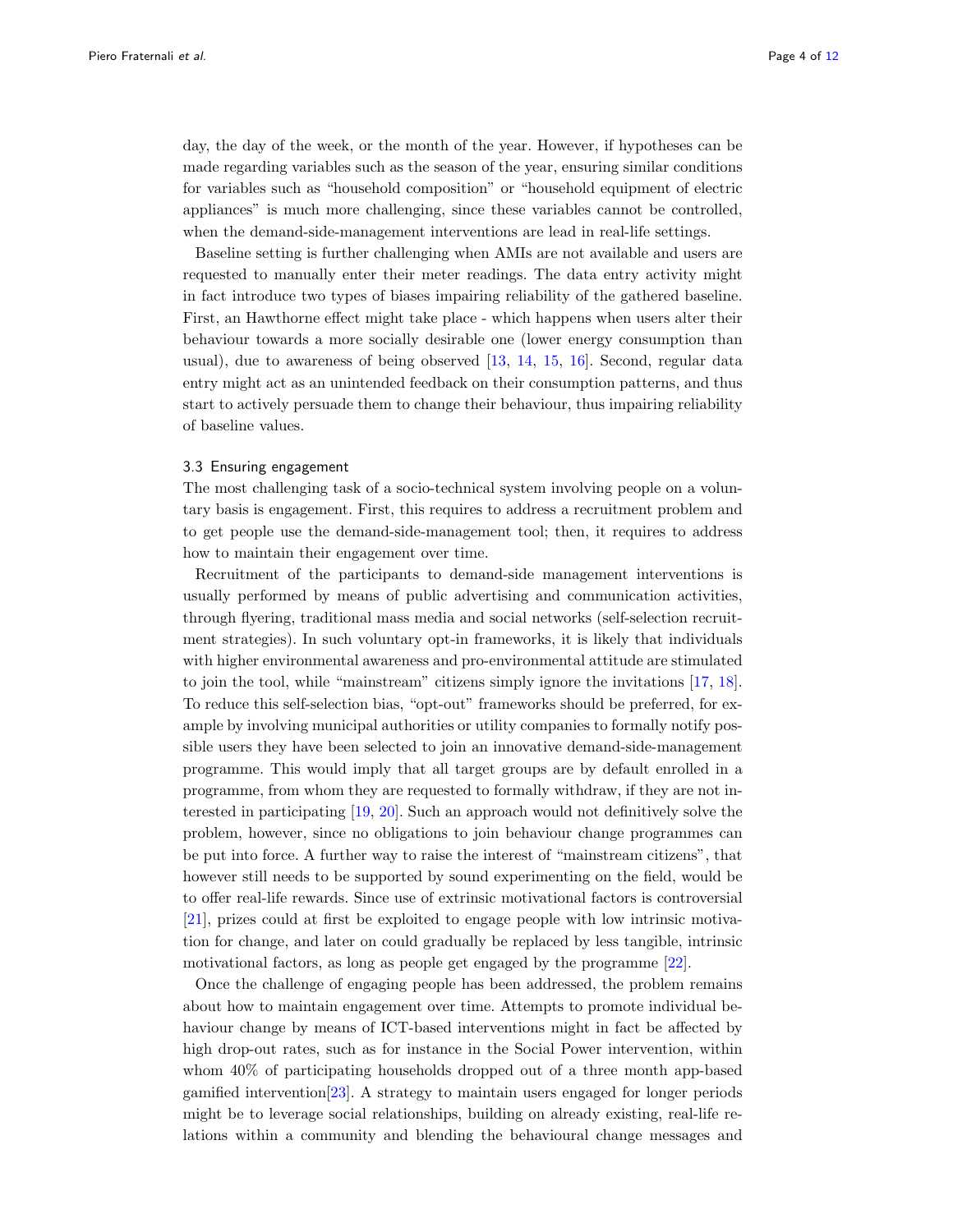day, the day of the week, or the month of the year. However, if hypotheses can be made regarding variables such as the season of the year, ensuring similar conditions for variables such as "household composition" or "household equipment of electric appliances" is much more challenging, since these variables cannot be controlled, when the demand-side-management interventions are lead in real-life settings.

Baseline setting is further challenging when AMIs are not available and users are requested to manually enter their meter readings. The data entry activity might in fact introduce two types of biases impairing reliability of the gathered baseline. First, an Hawthorne effect might take place - which happens when users alter their behaviour towards a more socially desirable one (lower energy consumption than usual), due to awareness of being observed [13, 14, 15, 16]. Second, regular data entry might act as an unintended feedback on their consumption patterns, and thus start to actively persuade them to change their behaviour, thus impairing reliability of baseline values.

### 3.3 Ensuring engagement

The most challenging task of a socio-technical system involving people on a voluntary basis is engagement. First, this requires to address a recruitment problem and to get people use the demand-side-management tool; then, it requires to address how to maintain their engagement over time.

Recruitment of the participants to demand-side management interventions is usually performed by means of public advertising and communication activities, through flyering, traditional mass media and social networks (self-selection recruitment strategies). In such voluntary opt-in frameworks, it is likely that individuals with higher environmental awareness and pro-environmental attitude are stimulated to join the tool, while "mainstream" citizens simply ignore the invitations [17, 18]. To reduce this self-selection bias, "opt-out" frameworks should be preferred, for example by involving municipal authorities or utility companies to formally notify possible users they have been selected to join an innovative demand-side-management programme. This would imply that all target groups are by default enrolled in a programme, from whom they are requested to formally withdraw, if they are not interested in participating [19, 20]. Such an approach would not definitively solve the problem, however, since no obligations to join behaviour change programmes can be put into force. A further way to raise the interest of "mainstream citizens", that however still needs to be supported by sound experimenting on the field, would be to offer real-life rewards. Since use of extrinsic motivational factors is controversial [21], prizes could at first be exploited to engage people with low intrinsic motivation for change, and later on could gradually be replaced by less tangible, intrinsic motivational factors, as long as people get engaged by the programme [22].

Once the challenge of engaging people has been addressed, the problem remains about how to maintain engagement over time. Attempts to promote individual behaviour change by means of ICT-based interventions might in fact be affected by high drop-out rates, such as for instance in the Social Power intervention, within whom 40% of participating households dropped out of a three month app-based gamified intervention[23]. A strategy to maintain users engaged for longer periods might be to leverage social relationships, building on already existing, real-life relations within a community and blending the behavioural change messages and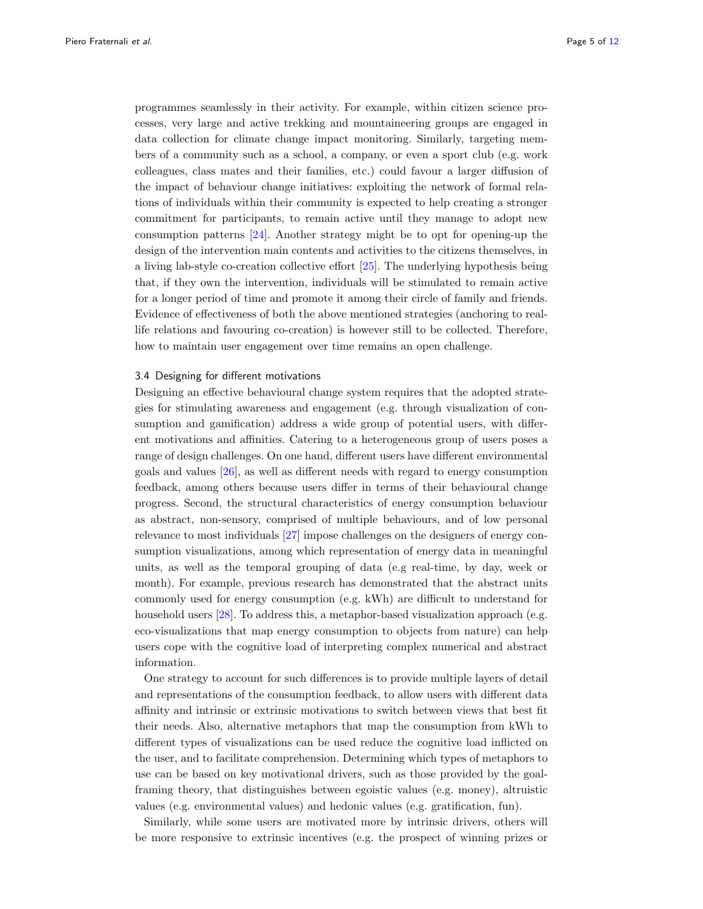programmes seamlessly in their activity. For example, within citizen science processes, very large and active trekking and mountaineering groups are engaged in data collection for climate change impact monitoring. Similarly, targeting members of a community such as a school, a company, or even a sport club (e.g. work colleagues, class mates and their families, etc.) could favour a larger diffusion of the impact of behaviour change initiatives: exploiting the network of formal relations of individuals within their community is expected to help creating a stronger commitment for participants, to remain active until they manage to adopt new consumption patterns [24]. Another strategy might be to opt for opening-up the design of the intervention main contents and activities to the citizens themselves, in a living lab-style co-creation collective effort [25]. The underlying hypothesis being that, if they own the intervention, individuals will be stimulated to remain active for a longer period of time and promote it among their circle of family and friends. Evidence of effectiveness of both the above mentioned strategies (anchoring to real-life relations and favouring co-creation) is however still to be collected. Therefore, how to maintain user engagement over time remains an open challenge.

### 3.4 Designing for different motivations

Designing an effective behavioural change system requires that the adopted strategies for stimulating awareness and engagement (e.g. through visualization of consumption and gamification) address a wide group of potential users, with different motivations and affinities. Catering to a heterogeneous group of users poses a range of design challenges. On one hand, different users have different environmental goals and values [26], as well as different needs with regard to energy consumption feedback, among others because users differ in terms of their behavioural change progress. Second, the structural characteristics of energy consumption behaviour as abstract, non-sensory, comprised of multiple behaviours, and of low personal relevance to most individuals [27] impose challenges on the designers of energy consumption visualizations, among which representation of energy data in meaningful units, as well as the temporal grouping of data (e.g real-time, by day, week or month). For example, previous research has demonstrated that the abstract units commonly used for energy consumption (e.g. kWh) are difficult to understand for household users [28]. To address this, a metaphor-based visualization approach (e.g. eco-visualizations that map energy consumption to objects from nature) can help users cope with the cognitive load of interpreting complex numerical and abstract information.

One strategy to account for such differences is to provide multiple layers of detail and representations of the consumption feedback, to allow users with different data affinity and intrinsic or extrinsic motivations to switch between views that best fit their needs. Also, alternative metaphors that map the consumption from kWh to different types of visualizations can be used reduce the cognitive load inflicted on the user, and to facilitate comprehension. Determining which types of metaphors to use can be based on key motivational drivers, such as those provided by the goal-framing theory, that distinguishes between egoistic values (e.g. money), altruistic values (e.g. environmental values) and hedonic values (e.g. gratification, fun).

Similarly, while some users are motivated more by intrinsic drivers, others will be more responsive to extrinsic incentives (e.g. the prospect of winning prizes or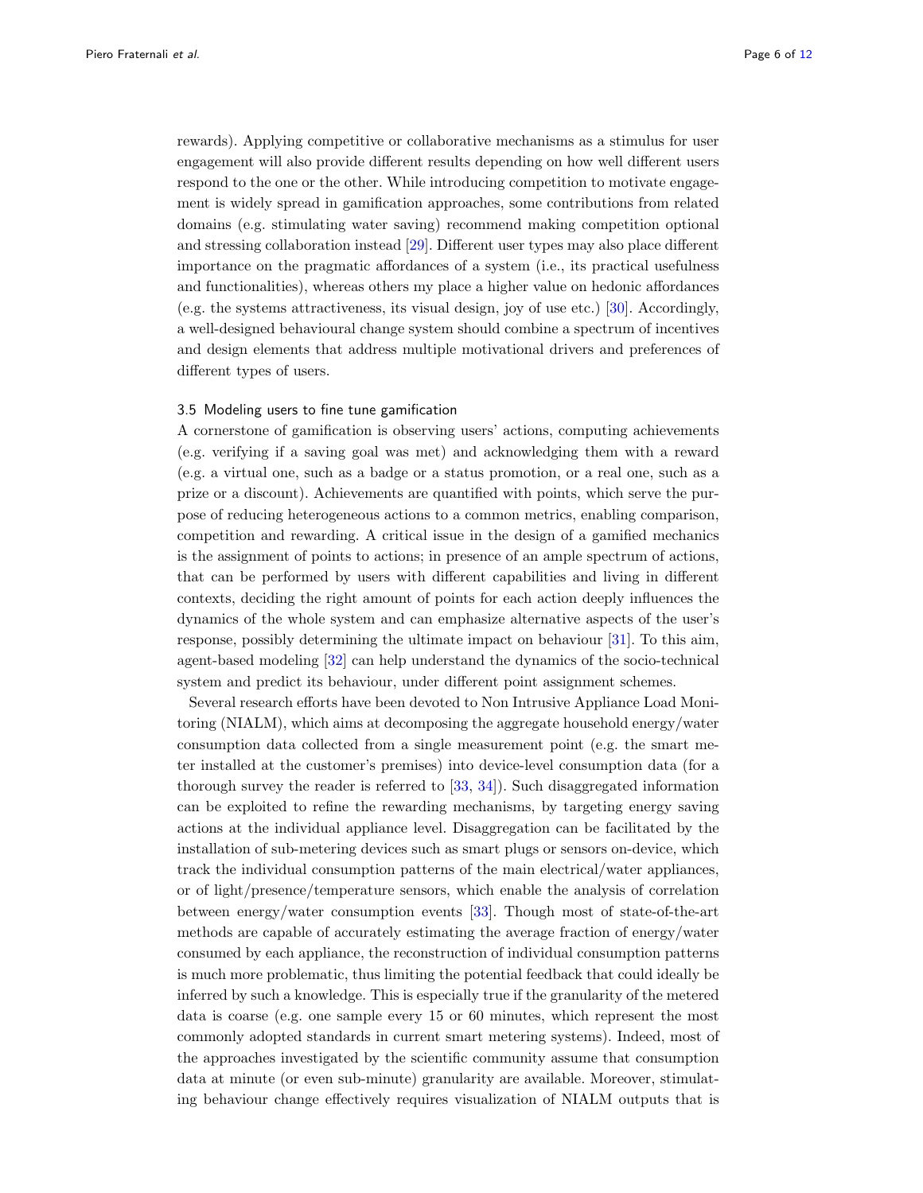rewards). Applying competitive or collaborative mechanisms as a stimulus for user engagement will also provide different results depending on how well different users respond to the one or the other. While introducing competition to motivate engagement is widely spread in gamification approaches, some contributions from related domains (e.g. stimulating water saving) recommend making competition optional and stressing collaboration instead [29]. Different user types may also place different importance on the pragmatic affordances of a system (i.e., its practical usefulness and functionalities), whereas others my place a higher value on hedonic affordances (e.g. the systems attractiveness, its visual design, joy of use etc.) [30]. Accordingly, a well-designed behavioural change system should combine a spectrum of incentives and design elements that address multiple motivational drivers and preferences of different types of users.

### 3.5 Modeling users to fine tune gamification

A cornerstone of gamification is observing users' actions, computing achievements (e.g. verifying if a saving goal was met) and acknowledging them with a reward (e.g. a virtual one, such as a badge or a status promotion, or a real one, such as a prize or a discount). Achievements are quantified with points, which serve the purpose of reducing heterogeneous actions to a common metrics, enabling comparison, competition and rewarding. A critical issue in the design of a gamified mechanics is the assignment of points to actions; in presence of an ample spectrum of actions, that can be performed by users with different capabilities and living in different contexts, deciding the right amount of points for each action deeply influences the dynamics of the whole system and can emphasize alternative aspects of the user's response, possibly determining the ultimate impact on behaviour [31]. To this aim, agent-based modeling [32] can help understand the dynamics of the socio-technical system and predict its behaviour, under different point assignment schemes.

Several research efforts have been devoted to Non Intrusive Appliance Load Monitoring (NIALM), which aims at decomposing the aggregate household energy/water consumption data collected from a single measurement point (e.g. the smart meter installed at the customer's premises) into device-level consumption data (for a thorough survey the reader is referred to [33, 34]). Such disaggregated information can be exploited to refine the rewarding mechanisms, by targeting energy saving actions at the individual appliance level. Disaggregation can be facilitated by the installation of sub-metering devices such as smart plugs or sensors on-device, which track the individual consumption patterns of the main electrical/water appliances, or of light/presence/temperature sensors, which enable the analysis of correlation between energy/water consumption events [33]. Though most of state-of-the-art methods are capable of accurately estimating the average fraction of energy/water consumed by each appliance, the reconstruction of individual consumption patterns is much more problematic, thus limiting the potential feedback that could ideally be inferred by such a knowledge. This is especially true if the granularity of the metered data is coarse (e.g. one sample every 15 or 60 minutes, which represent the most commonly adopted standards in current smart metering systems). Indeed, most of the approaches investigated by the scientific community assume that consumption data at minute (or even sub-minute) granularity are available. Moreover, stimulating behaviour change effectively requires visualization of NIALM outputs that is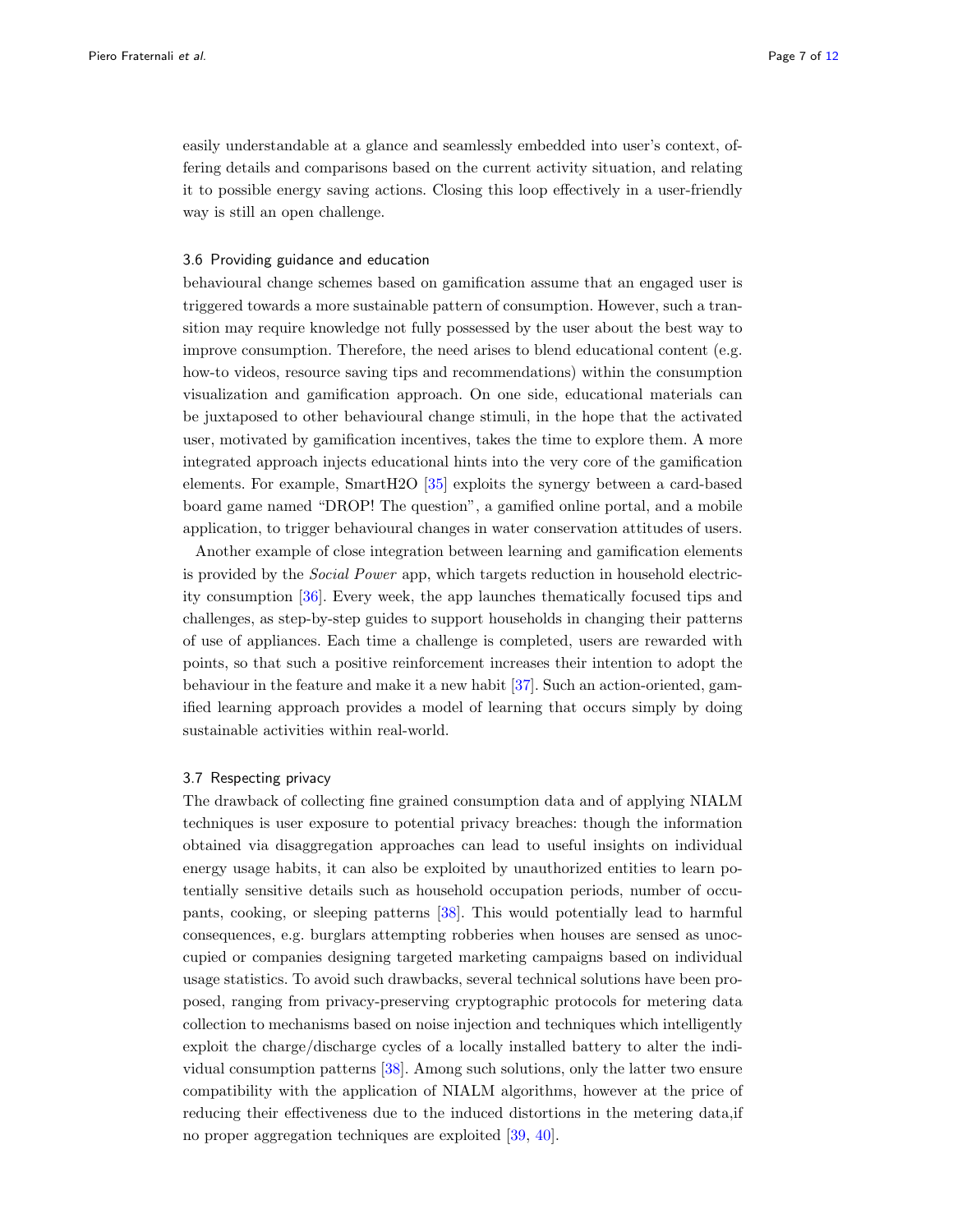easily understandable at a glance and seamlessly embedded into user's context, offering details and comparisons based on the current activity situation, and relating it to possible energy saving actions. Closing this loop effectively in a user-friendly way is still an open challenge.

### 3.6 Providing guidance and education

behavioural change schemes based on gamification assume that an engaged user is triggered towards a more sustainable pattern of consumption. However, such a transition may require knowledge not fully possessed by the user about the best way to improve consumption. Therefore, the need arises to blend educational content (e.g. how-to videos, resource saving tips and recommendations) within the consumption visualization and gamification approach. On one side, educational materials can be juxtaposed to other behavioural change stimuli, in the hope that the activated user, motivated by gamification incentives, takes the time to explore them. A more integrated approach injects educational hints into the very core of the gamification elements. For example, SmartH2O [35] exploits the synergy between a card-based board game named "DROP! The question", a gamified online portal, and a mobile application, to trigger behavioural changes in water conservation attitudes of users.

Another example of close integration between learning and gamification elements is provided by the *Social Power* app, which targets reduction in household electricity consumption [36]. Every week, the app launches thematically focused tips and challenges, as step-by-step guides to support households in changing their patterns of use of appliances. Each time a challenge is completed, users are rewarded with points, so that such a positive reinforcement increases their intention to adopt the behaviour in the feature and make it a new habit [37]. Such an action-oriented, gamified learning approach provides a model of learning that occurs simply by doing sustainable activities within real-world.

### 3.7 Respecting privacy

The drawback of collecting fine grained consumption data and of applying NIALM techniques is user exposure to potential privacy breaches: though the information obtained via disaggregation approaches can lead to useful insights on individual energy usage habits, it can also be exploited by unauthorized entities to learn potentially sensitive details such as household occupation periods, number of occupants, cooking, or sleeping patterns [38]. This would potentially lead to harmful consequences, e.g. burglars attempting robberies when houses are sensed as unoccupied or companies designing targeted marketing campaigns based on individual usage statistics. To avoid such drawbacks, several technical solutions have been proposed, ranging from privacy-preserving cryptographic protocols for metering data collection to mechanisms based on noise injection and techniques which intelligently exploit the charge/discharge cycles of a locally installed battery to alter the individual consumption patterns [38]. Among such solutions, only the latter two ensure compatibility with the application of NIALM algorithms, however at the price of reducing their effectiveness due to the induced distortions in the metering data,if no proper aggregation techniques are exploited [39, 40].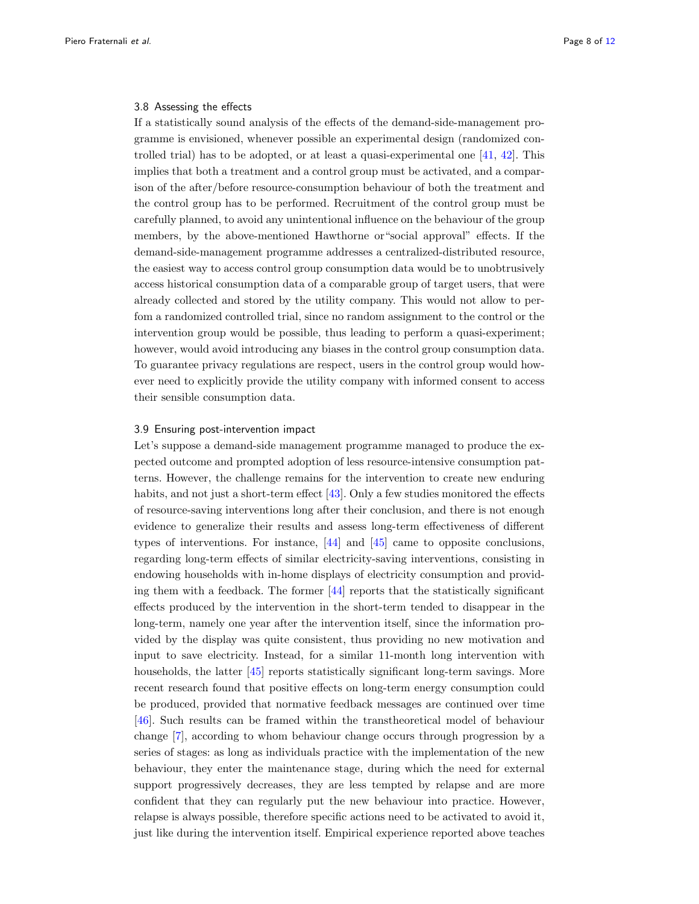### 3.8 Assessing the effects

If a statistically sound analysis of the effects of the demand-side-management programme is envisioned, whenever possible an experimental design (randomized controlled trial) has to be adopted, or at least a quasi-experimental one [41, 42]. This implies that both a treatment and a control group must be activated, and a comparison of the after/before resource-consumption behaviour of both the treatment and the control group has to be performed. Recruitment of the control group must be carefully planned, to avoid any unintentional influence on the behaviour of the group members, by the above-mentioned Hawthorne or"social approval" effects. If the demand-side-management programme addresses a centralized-distributed resource, the easiest way to access control group consumption data would be to unobtrusively access historical consumption data of a comparable group of target users, that were already collected and stored by the utility company. This would not allow to perfom a randomized controlled trial, since no random assignment to the control or the intervention group would be possible, thus leading to perform a quasi-experiment; however, would avoid introducing any biases in the control group consumption data. To guarantee privacy regulations are respect, users in the control group would however need to explicitly provide the utility company with informed consent to access their sensible consumption data.

### 3.9 Ensuring post-intervention impact

Let's suppose a demand-side management programme managed to produce the expected outcome and prompted adoption of less resource-intensive consumption patterns. However, the challenge remains for the intervention to create new enduring habits, and not just a short-term effect [43]. Only a few studies monitored the effects of resource-saving interventions long after their conclusion, and there is not enough evidence to generalize their results and assess long-term effectiveness of different types of interventions. For instance, [44] and [45] came to opposite conclusions, regarding long-term effects of similar electricity-saving interventions, consisting in endowing households with in-home displays of electricity consumption and providing them with a feedback. The former [44] reports that the statistically significant effects produced by the intervention in the short-term tended to disappear in the long-term, namely one year after the intervention itself, since the information provided by the display was quite consistent, thus providing no new motivation and input to save electricity. Instead, for a similar 11-month long intervention with households, the latter [45] reports statistically significant long-term savings. More recent research found that positive effects on long-term energy consumption could be produced, provided that normative feedback messages are continued over time [46]. Such results can be framed within the transtheoretical model of behaviour change [7], according to whom behaviour change occurs through progression by a series of stages: as long as individuals practice with the implementation of the new behaviour, they enter the maintenance stage, during which the need for external support progressively decreases, they are less tempted by relapse and are more confident that they can regularly put the new behaviour into practice. However, relapse is always possible, therefore specific actions need to be activated to avoid it, just like during the intervention itself. Empirical experience reported above teaches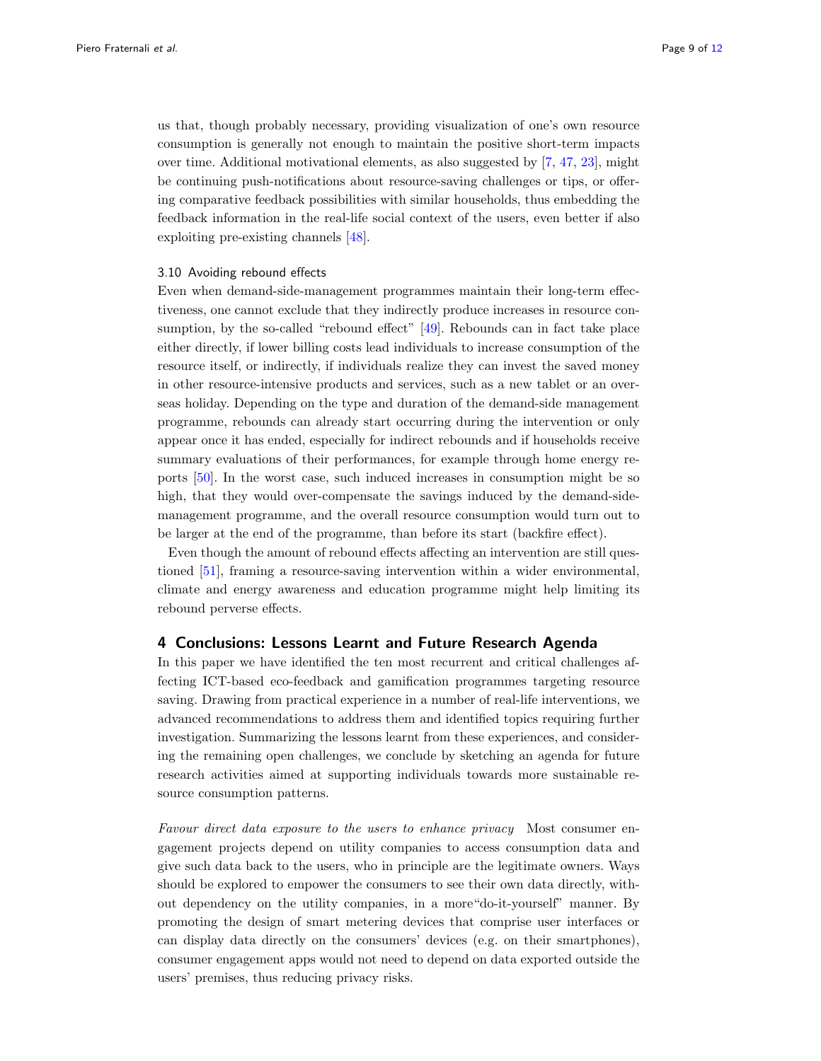us that, though probably necessary, providing visualization of one's own resource consumption is generally not enough to maintain the positive short-term impacts over time. Additional motivational elements, as also suggested by [7, 47, 23], might be continuing push-notifications about resource-saving challenges or tips, or offering comparative feedback possibilities with similar households, thus embedding the feedback information in the real-life social context of the users, even better if also exploiting pre-existing channels [48].

### 3.10 Avoiding rebound effects

Even when demand-side-management programmes maintain their long-term effectiveness, one cannot exclude that they indirectly produce increases in resource consumption, by the so-called "rebound effect" [49]. Rebounds can in fact take place either directly, if lower billing costs lead individuals to increase consumption of the resource itself, or indirectly, if individuals realize they can invest the saved money in other resource-intensive products and services, such as a new tablet or an overseas holiday. Depending on the type and duration of the demand-side management programme, rebounds can already start occurring during the intervention or only appear once it has ended, especially for indirect rebounds and if households receive summary evaluations of their performances, for example through home energy reports [50]. In the worst case, such induced increases in consumption might be so high, that they would over-compensate the savings induced by the demand-side-management programme, and the overall resource consumption would turn out to be larger at the end of the programme, than before its start (backfire effect).

Even though the amount of rebound effects affecting an intervention are still questioned [51], framing a resource-saving intervention within a wider environmental, climate and energy awareness and education programme might help limiting its rebound perverse effects.

## 4 Conclusions: Lessons Learnt and Future Research Agenda

In this paper we have identified the ten most recurrent and critical challenges affecting ICT-based eco-feedback and gamification programmes targeting resource saving. Drawing from practical experience in a number of real-life interventions, we advanced recommendations to address them and identified topics requiring further investigation. Summarizing the lessons learnt from these experiences, and considering the remaining open challenges, we conclude by sketching an agenda for future research activities aimed at supporting individuals towards more sustainable resource consumption patterns.

*Favour direct data exposure to the users to enhance privacy* Most consumer engagement projects depend on utility companies to access consumption data and give such data back to the users, who in principle are the legitimate owners. Ways should be explored to empower the consumers to see their own data directly, without dependency on the utility companies, in a more"do-it-yourself" manner. By promoting the design of smart metering devices that comprise user interfaces or can display data directly on the consumers' devices (e.g. on their smartphones), consumer engagement apps would not need to depend on data exported outside the users' premises, thus reducing privacy risks.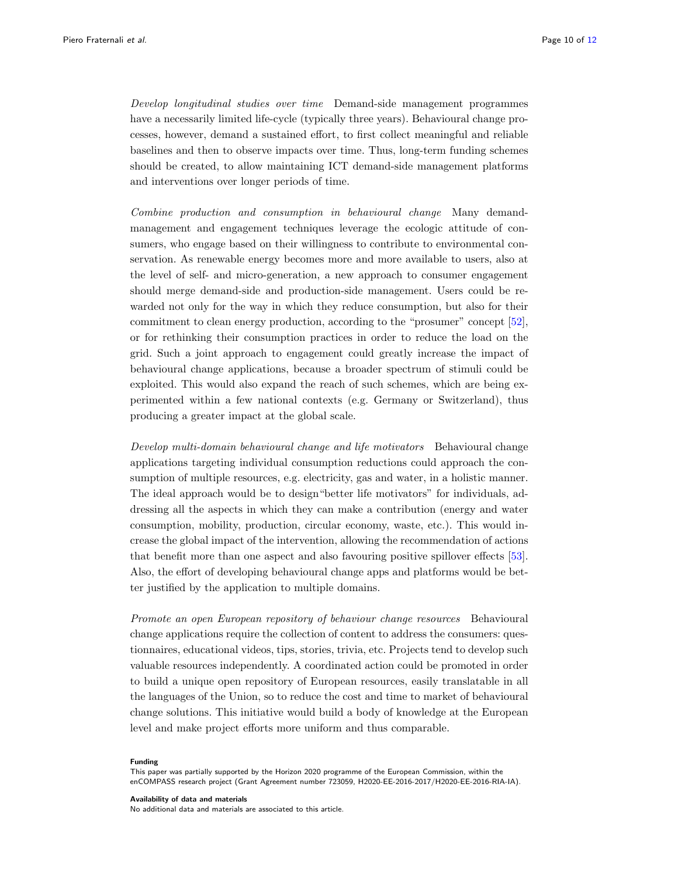*Develop longitudinal studies over time* Demand-side management programmes have a necessarily limited life-cycle (typically three years). Behavioural change processes, however, demand a sustained effort, to first collect meaningful and reliable baselines and then to observe impacts over time. Thus, long-term funding schemes should be created, to allow maintaining ICT demand-side management platforms and interventions over longer periods of time.

*Combine production and consumption in behavioural change* Many demand-management and engagement techniques leverage the ecologic attitude of consumers, who engage based on their willingness to contribute to environmental conservation. As renewable energy becomes more and more available to users, also at the level of self- and micro-generation, a new approach to consumer engagement should merge demand-side and production-side management. Users could be rewarded not only for the way in which they reduce consumption, but also for their commitment to clean energy production, according to the "prosumer" concept [52], or for rethinking their consumption practices in order to reduce the load on the grid. Such a joint approach to engagement could greatly increase the impact of behavioural change applications, because a broader spectrum of stimuli could be exploited. This would also expand the reach of such schemes, which are being experimented within a few national contexts (e.g. Germany or Switzerland), thus producing a greater impact at the global scale.

*Develop multi-domain behavioural change and life motivators* Behavioural change applications targeting individual consumption reductions could approach the consumption of multiple resources, e.g. electricity, gas and water, in a holistic manner. The ideal approach would be to design"better life motivators" for individuals, addressing all the aspects in which they can make a contribution (energy and water consumption, mobility, production, circular economy, waste, etc.). This would increase the global impact of the intervention, allowing the recommendation of actions that benefit more than one aspect and also favouring positive spillover effects [53]. Also, the effort of developing behavioural change apps and platforms would be better justified by the application to multiple domains.

*Promote an open European repository of behaviour change resources* Behavioural change applications require the collection of content to address the consumers: questionnaires, educational videos, tips, stories, trivia, etc. Projects tend to develop such valuable resources independently. A coordinated action could be promoted in order to build a unique open repository of European resources, easily translatable in all the languages of the Union, so to reduce the cost and time to market of behavioural change solutions. This initiative would build a body of knowledge at the European level and make project efforts more uniform and thus comparable.

**Funding**

This paper was partially supported by the Horizon 2020 programme of the European Commission, within the enCOMPASS research project (Grant Agreement number 723059, H2020-EE-2016-2017/H2020-EE-2016-RIA-IA).

**Availability of data and materials**

No additional data and materials are associated to this article.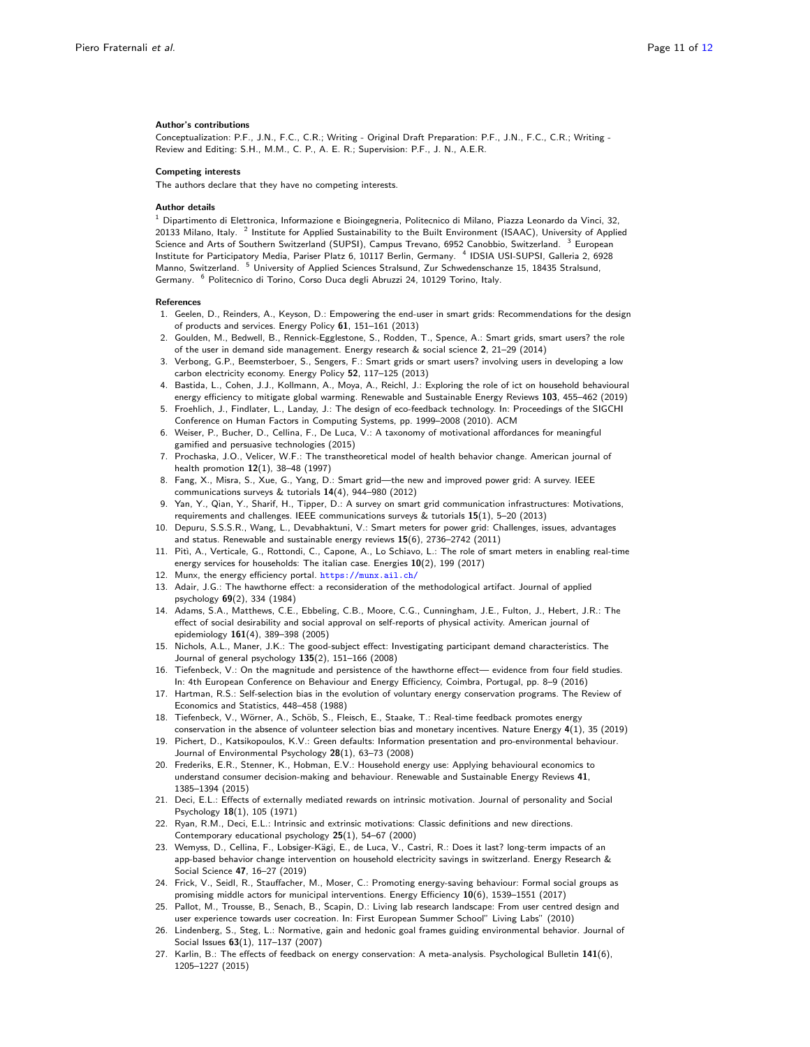**Author's contributions**

Conceptualization: P.F., J.N., F.C., C.R.; Writing - Original Draft Preparation: P.F., J.N., F.C., C.R.; Writing - Review and Editing: S.H., M.M., C. P., A. E. R.; Supervision: P.F., J. N., A.E.R.

**Competing interests**

The authors declare that they have no competing interests.

**Author details**

[1] Dipartimento di Elettronica, Informazione e Bioingegneria, Politecnico di Milano, Piazza Leonardo da Vinci, 32, 20133 Milano, Italy. [2] Institute for Applied Sustainability to the Built Environment (ISAAC), University of Applied Science and Arts of Southern Switzerland (SUPSI), Campus Trevano, 6952 Canobbio, Switzerland. [3] European Institute for Participatory Media, Pariser Platz 6, 10117 Berlin, Germany. [4] IDSIA USI-SUPSI, Galleria 2, 6928 Manno, Switzerland. [5] University of Applied Sciences Stralsund, Zur Schwedenschanze 15, 18435 Stralsund, Germany. [6] Politecnico di Torino, Corso Duca degli Abruzzi 24, 10129 Torino, Italy.

**References**

1. Geelen, D., Reinders, A., Keyson, D.: Empowering the end-user in smart grids: Recommendations for the design of products and services. Energy Policy **61**, 151–161 (2013)
2. Goulden, M., Bedwell, B., Rennick-Egglestone, S., Rodden, T., Spence, A.: Smart grids, smart users? the role of the user in demand side management. Energy research & social science **2**, 21–29 (2014)
3. Verbong, G.P., Beemsterboer, S., Sengers, F.: Smart grids or smart users? involving users in developing a low carbon electricity economy. Energy Policy **52**, 117–125 (2013)
4. Bastida, L., Cohen, J.J., Kollmann, A., Moya, A., Reichl, J.: Exploring the role of ict on household behavioural energy efficiency to mitigate global warming. Renewable and Sustainable Energy Reviews **103**, 455–462 (2019)
5. Froehlich, J., Findlater, L., Landay, J.: The design of eco-feedback technology. In: Proceedings of the SIGCHI Conference on Human Factors in Computing Systems, pp. 1999–2008 (2010). ACM
6. Weiser, P., Bucher, D., Cellina, F., De Luca, V.: A taxonomy of motivational affordances for meaningful gamified and persuasive technologies (2015)
7. Prochaska, J.O., Velicer, W.F.: The transtheoretical model of health behavior change. American journal of health promotion **12**(1), 38–48 (1997)
8. Fang, X., Misra, S., Xue, G., Yang, D.: Smart grid—the new and improved power grid: A survey. IEEE communications surveys & tutorials **14**(4), 944–980 (2012)
9. Yan, Y., Qian, Y., Sharif, H., Tipper, D.: A survey on smart grid communication infrastructures: Motivations, requirements and challenges. IEEE communications surveys & tutorials **15**(1), 5–20 (2013)
10. Depuru, S.S.S.R., Wang, L., Devabhaktuni, V.: Smart meters for power grid: Challenges, issues, advantages and status. Renewable and sustainable energy reviews **15**(6), 2736–2742 (2011)
11. Pitì, A., Verticale, G., Rottondi, C., Capone, A., Lo Schiavo, L.: The role of smart meters in enabling real-time energy services for households: The italian case. Energies **10**(2), 199 (2017)
12. Munx, the energy efficiency portal. https://munx.ail.ch/
13. Adair, J.G.: The hawthorne effect: a reconsideration of the methodological artifact. Journal of applied psychology **69**(2), 334 (1984)
14. Adams, S.A., Matthews, C.E., Ebbeling, C.B., Moore, C.G., Cunningham, J.E., Fulton, J., Hebert, J.R.: The effect of social desirability and social approval on self-reports of physical activity. American journal of epidemiology **161**(4), 389–398 (2005)
15. Nichols, A.L., Maner, J.K.: The good-subject effect: Investigating participant demand characteristics. The Journal of general psychology **135**(2), 151–166 (2008)
16. Tiefenbeck, V.: On the magnitude and persistence of the hawthorne effect— evidence from four field studies. In: 4th European Conference on Behaviour and Energy Efficiency, Coimbra, Portugal, pp. 8–9 (2016)
17. Hartman, R.S.: Self-selection bias in the evolution of voluntary energy conservation programs. The Review of Economics and Statistics, 448–458 (1988)
18. Tiefenbeck, V., Wörner, A., Schöb, S., Fleisch, E., Staake, T.: Real-time feedback promotes energy conservation in the absence of volunteer selection bias and monetary incentives. Nature Energy **4**(1), 35 (2019)
19. Pichert, D., Katsikopoulos, K.V.: Green defaults: Information presentation and pro-environmental behaviour. Journal of Environmental Psychology **28**(1), 63–73 (2008)
20. Frederiks, E.R., Stenner, K., Hobman, E.V.: Household energy use: Applying behavioural economics to understand consumer decision-making and behaviour. Renewable and Sustainable Energy Reviews **41**, 1385–1394 (2015)
21. Deci, E.L.: Effects of externally mediated rewards on intrinsic motivation. Journal of personality and Social Psychology **18**(1), 105 (1971)
22. Ryan, R.M., Deci, E.L.: Intrinsic and extrinsic motivations: Classic definitions and new directions. Contemporary educational psychology **25**(1), 54–67 (2000)
23. Wemyss, D., Cellina, F., Lobsiger-Kägi, E., de Luca, V., Castri, R.: Does it last? long-term impacts of an app-based behavior change intervention on household electricity savings in switzerland. Energy Research & Social Science **47**, 16–27 (2019)
24. Frick, V., Seidl, R., Stauffacher, M., Moser, C.: Promoting energy-saving behaviour: Formal social groups as promising middle actors for municipal interventions. Energy Efficiency **10**(6), 1539–1551 (2017)
25. Pallot, M., Trousse, B., Senach, B., Scapin, D.: Living lab research landscape: From user centred design and user experience towards user cocreation. In: First European Summer School" Living Labs" (2010)
26. Lindenberg, S., Steg, L.: Normative, gain and hedonic goal frames guiding environmental behavior. Journal of Social Issues **63**(1), 117–137 (2007)
27. Karlin, B.: The effects of feedback on energy conservation: A meta-analysis. Psychological Bulletin **141**(6), 1205–1227 (2015)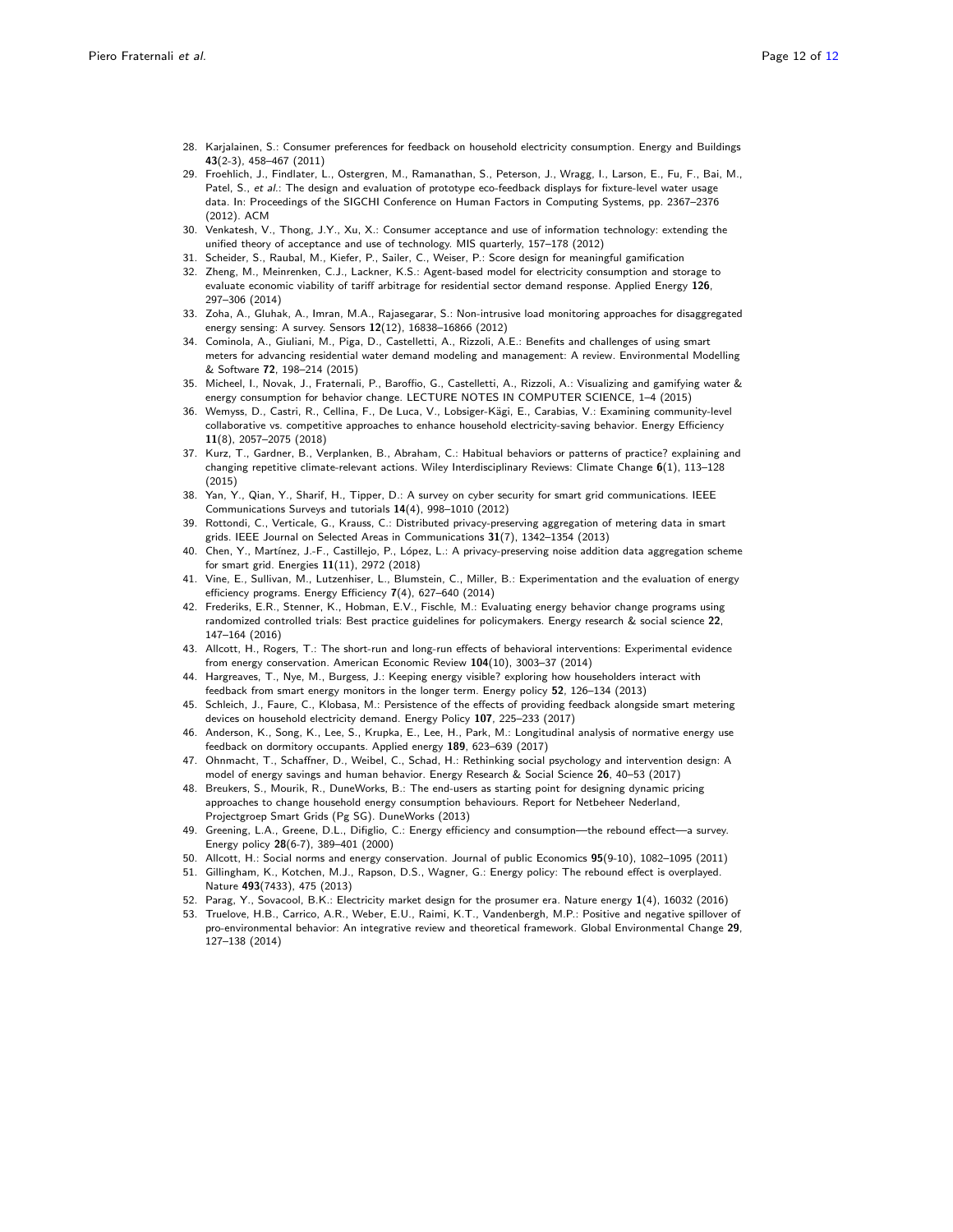28. Karjalainen, S.: Consumer preferences for feedback on household electricity consumption. Energy and Buildings **43**(2-3), 458–467 (2011)
29. Froehlich, J., Findlater, L., Ostergren, M., Ramanathan, S., Peterson, J., Wragg, I., Larson, E., Fu, F., Bai, M., Patel, S., *et al.*: The design and evaluation of prototype eco-feedback displays for fixture-level water usage data. In: Proceedings of the SIGCHI Conference on Human Factors in Computing Systems, pp. 2367–2376 (2012). ACM
30. Venkatesh, V., Thong, J.Y., Xu, X.: Consumer acceptance and use of information technology: extending the unified theory of acceptance and use of technology. MIS quarterly, 157–178 (2012)
31. Scheider, S., Raubal, M., Kiefer, P., Sailer, C., Weiser, P.: Score design for meaningful gamification
32. Zheng, M., Meinrenken, C.J., Lackner, K.S.: Agent-based model for electricity consumption and storage to evaluate economic viability of tariff arbitrage for residential sector demand response. Applied Energy **126**, 297–306 (2014)
33. Zoha, A., Gluhak, A., Imran, M.A., Rajasegarar, S.: Non-intrusive load monitoring approaches for disaggregated energy sensing: A survey. Sensors **12**(12), 16838–16866 (2012)
34. Cominola, A., Giuliani, M., Piga, D., Castelletti, A., Rizzoli, A.E.: Benefits and challenges of using smart meters for advancing residential water demand modeling and management: A review. Environmental Modelling & Software **72**, 198–214 (2015)
35. Micheel, I., Novak, J., Fraternali, P., Baroffio, G., Castelletti, A., Rizzoli, A.: Visualizing and gamifying water & energy consumption for behavior change. LECTURE NOTES IN COMPUTER SCIENCE, 1–4 (2015)
36. Wemyss, D., Castri, R., Cellina, F., De Luca, V., Lobsiger-Kägi, E., Carabias, V.: Examining community-level collaborative vs. competitive approaches to enhance household electricity-saving behavior. Energy Efficiency **11**(8), 2057–2075 (2018)
37. Kurz, T., Gardner, B., Verplanken, B., Abraham, C.: Habitual behaviors or patterns of practice? explaining and changing repetitive climate-relevant actions. Wiley Interdisciplinary Reviews: Climate Change **6**(1), 113–128 (2015)
38. Yan, Y., Qian, Y., Sharif, H., Tipper, D.: A survey on cyber security for smart grid communications. IEEE Communications Surveys and tutorials **14**(4), 998–1010 (2012)
39. Rottondi, C., Verticale, G., Krauss, C.: Distributed privacy-preserving aggregation of metering data in smart grids. IEEE Journal on Selected Areas in Communications **31**(7), 1342–1354 (2013)
40. Chen, Y., Martínez, J.-F., Castillejo, P., López, L.: A privacy-preserving noise addition data aggregation scheme for smart grid. Energies **11**(11), 2972 (2018)
41. Vine, E., Sullivan, M., Lutzenhiser, L., Blumstein, C., Miller, B.: Experimentation and the evaluation of energy efficiency programs. Energy Efficiency **7**(4), 627–640 (2014)
42. Frederiks, E.R., Stenner, K., Hobman, E.V., Fischle, M.: Evaluating energy behavior change programs using randomized controlled trials: Best practice guidelines for policymakers. Energy research & social science **22**, 147–164 (2016)
43. Allcott, H., Rogers, T.: The short-run and long-run effects of behavioral interventions: Experimental evidence from energy conservation. American Economic Review **104**(10), 3003–37 (2014)
44. Hargreaves, T., Nye, M., Burgess, J.: Keeping energy visible? exploring how householders interact with feedback from smart energy monitors in the longer term. Energy policy **52**, 126–134 (2013)
45. Schleich, J., Faure, C., Klobasa, M.: Persistence of the effects of providing feedback alongside smart metering devices on household electricity demand. Energy Policy **107**, 225–233 (2017)
46. Anderson, K., Song, K., Lee, S., Krupka, E., Lee, H., Park, M.: Longitudinal analysis of normative energy use feedback on dormitory occupants. Applied energy **189**, 623–639 (2017)
47. Ohnmacht, T., Schaffner, D., Weibel, C., Schad, H.: Rethinking social psychology and intervention design: A model of energy savings and human behavior. Energy Research & Social Science **26**, 40–53 (2017)
48. Breukers, S., Mourik, R., DuneWorks, B.: The end-users as starting point for designing dynamic pricing approaches to change household energy consumption behaviours. Report for Netbeheer Nederland, Projectgroep Smart Grids (Pg SG). DuneWorks (2013)
49. Greening, L.A., Greene, D.L., Difiglio, C.: Energy efficiency and consumption—the rebound effect—a survey. Energy policy **28**(6-7), 389–401 (2000)
50. Allcott, H.: Social norms and energy conservation. Journal of public Economics **95**(9-10), 1082–1095 (2011)
51. Gillingham, K., Kotchen, M.J., Rapson, D.S., Wagner, G.: Energy policy: The rebound effect is overplayed. Nature **493**(7433), 475 (2013)
52. Parag, Y., Sovacool, B.K.: Electricity market design for the prosumer era. Nature energy **1**(4), 16032 (2016)
53. Truelove, H.B., Carrico, A.R., Weber, E.U., Raimi, K.T., Vandenbergh, M.P.: Positive and negative spillover of pro-environmental behavior: An integrative review and theoretical framework. Global Environmental Change **29**, 127–138 (2014)